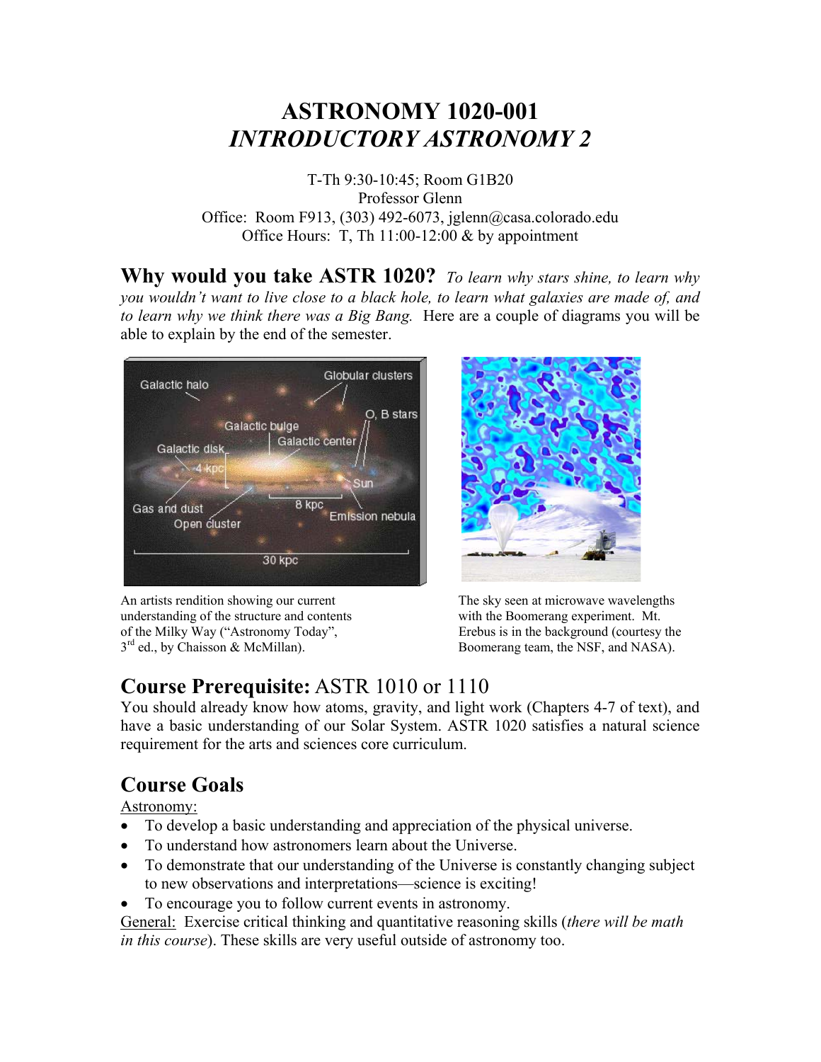# ASTRONOMY 1020-001
## *INTRODUCTORY ASTRONOMY 2*

T-Th 9:30-10:45; Room G1B20
Professor Glenn
Office: Room F913, (303) 492-6073, jglenn@casa.colorado.edu
Office Hours: T, Th 11:00-12:00 & by appointment

**Why would you take ASTR 1020?** *To learn why stars shine, to learn why you wouldn't want to live close to a black hole, to learn what galaxies are made of, and to learn why we think there was a Big Bang.* Here are a couple of diagrams you will be able to explain by the end of the semester.

An artists rendition showing our current understanding of the structure and contents of the Milky Way ("Astronomy Today", 3rd ed., by Chaisson & McMillan).

The sky seen at microwave wavelengths with the Boomerang experiment. Mt. Erebus is in the background (courtesy the Boomerang team, the NSF, and NASA).

## Course Prerequisite: ASTR 1010 or 1110

You should already know how atoms, gravity, and light work (Chapters 4-7 of text), and have a basic understanding of our Solar System. ASTR 1020 satisfies a natural science requirement for the arts and sciences core curriculum.

## Course Goals

Astronomy:

- To develop a basic understanding and appreciation of the physical universe.
- To understand how astronomers learn about the Universe.
- To demonstrate that our understanding of the Universe is constantly changing subject to new observations and interpretations—science is exciting!
- To encourage you to follow current events in astronomy.

General: Exercise critical thinking and quantitative reasoning skills (*there will be math in this course*). These skills are very useful outside of astronomy too.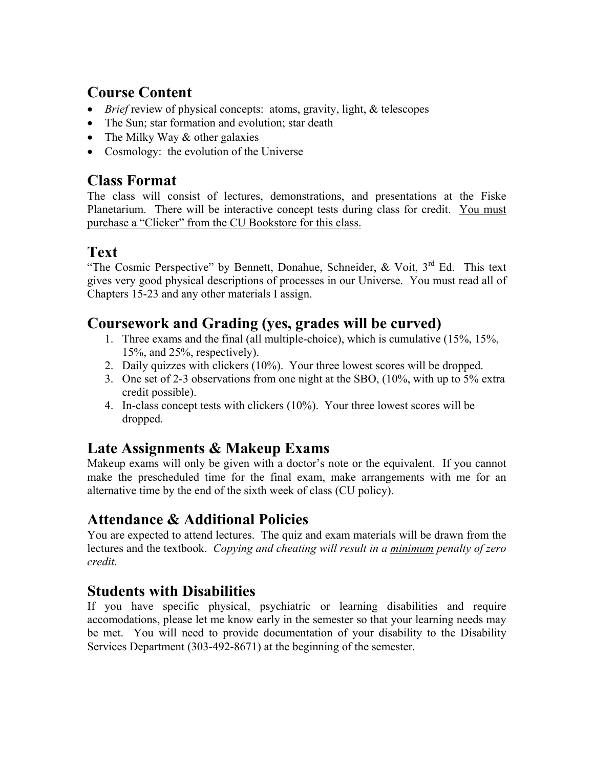## Course Content

- *Brief* review of physical concepts: atoms, gravity, light, & telescopes
- The Sun; star formation and evolution; star death
- The Milky Way & other galaxies
- Cosmology: the evolution of the Universe

## Class Format

The class will consist of lectures, demonstrations, and presentations at the Fiske Planetarium. There will be interactive concept tests during class for credit. <u>You must purchase a "Clicker" from the CU Bookstore for this class.</u>

## Text

"The Cosmic Perspective" by Bennett, Donahue, Schneider, & Voit, 3rd Ed. This text gives very good physical descriptions of processes in our Universe. You must read all of Chapters 15-23 and any other materials I assign.

## Coursework and Grading (yes, grades will be curved)

1. Three exams and the final (all multiple-choice), which is cumulative (15%, 15%, 15%, and 25%, respectively).
2. Daily quizzes with clickers (10%). Your three lowest scores will be dropped.
3. One set of 2-3 observations from one night at the SBO, (10%, with up to 5% extra credit possible).
4. In-class concept tests with clickers (10%). Your three lowest scores will be dropped.

## Late Assignments & Makeup Exams

Makeup exams will only be given with a doctor's note or the equivalent. If you cannot make the prescheduled time for the final exam, make arrangements with me for an alternative time by the end of the sixth week of class (CU policy).

## Attendance & Additional Policies

You are expected to attend lectures. The quiz and exam materials will be drawn from the lectures and the textbook. *Copying and cheating will result in a <u>minimum</u> penalty of zero credit.*

## Students with Disabilities

If you have specific physical, psychiatric or learning disabilities and require accomodations, please let me know early in the semester so that your learning needs may be met. You will need to provide documentation of your disability to the Disability Services Department (303-492-8671) at the beginning of the semester.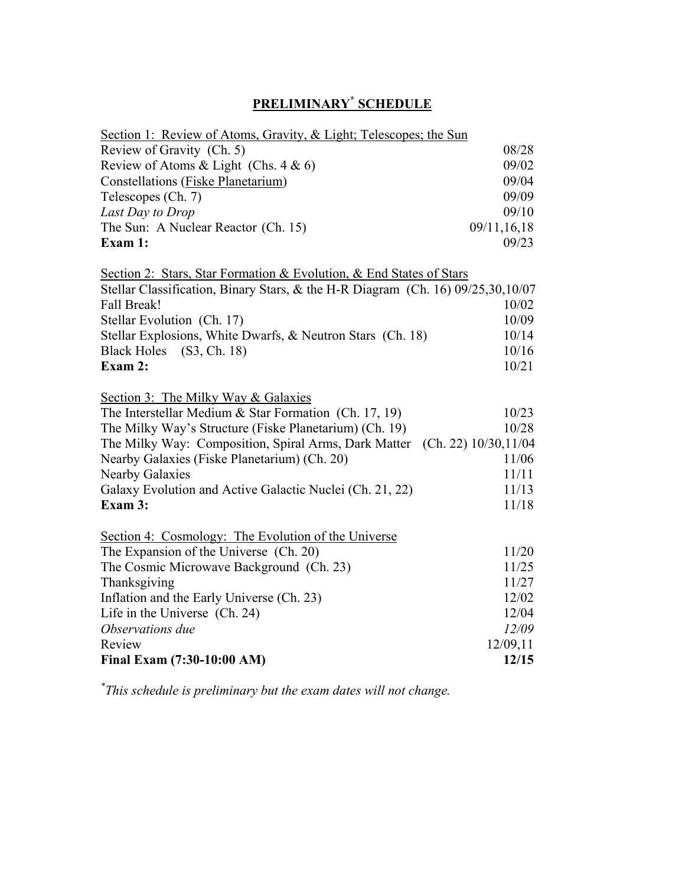## PRELIMINARY[*] SCHEDULE

| Topic | Date |
|---|---|
| Section 1: Review of Atoms, Gravity, & Light; Telescopes; the Sun | |
| Review of Gravity (Ch. 5) | 08/28 |
| Review of Atoms & Light (Chs. 4 & 6) | 09/02 |
| Constellations (Fiske Planetarium) | 09/04 |
| Telescopes (Ch. 7) | 09/09 |
| *Last Day to Drop* | 09/10 |
| The Sun: A Nuclear Reactor (Ch. 15) | 09/11,16,18 |
| **Exam 1:** | 09/23 |
| Section 2: Stars, Star Formation & Evolution, & End States of Stars | |
| Stellar Classification, Binary Stars, & the H-R Diagram (Ch. 16) | 09/25,30,10/07 |
| Fall Break! | 10/02 |
| Stellar Evolution (Ch. 17) | 10/09 |
| Stellar Explosions, White Dwarfs, & Neutron Stars (Ch. 18) | 10/14 |
| Black Holes (S3, Ch. 18) | 10/16 |
| **Exam 2:** | 10/21 |
| Section 3: The Milky Way & Galaxies | |
| The Interstellar Medium & Star Formation (Ch. 17, 19) | 10/23 |
| The Milky Way's Structure (Fiske Planetarium) (Ch. 19) | 10/28 |
| The Milky Way: Composition, Spiral Arms, Dark Matter (Ch. 22) | 10/30,11/04 |
| Nearby Galaxies (Fiske Planetarium) (Ch. 20) | 11/06 |
| Nearby Galaxies | 11/11 |
| Galaxy Evolution and Active Galactic Nuclei (Ch. 21, 22) | 11/13 |
| **Exam 3:** | 11/18 |
| Section 4: Cosmology: The Evolution of the Universe | |
| The Expansion of the Universe (Ch. 20) | 11/20 |
| The Cosmic Microwave Background (Ch. 23) | 11/25 |
| Thanksgiving | 11/27 |
| Inflation and the Early Universe (Ch. 23) | 12/02 |
| Life in the Universe (Ch. 24) | 12/04 |
| *Observations due* | *12/09* |
| Review | 12/09,11 |
| **Final Exam (7:30-10:00 AM)** | **12/15** |

[*] *This schedule is preliminary but the exam dates will not change.*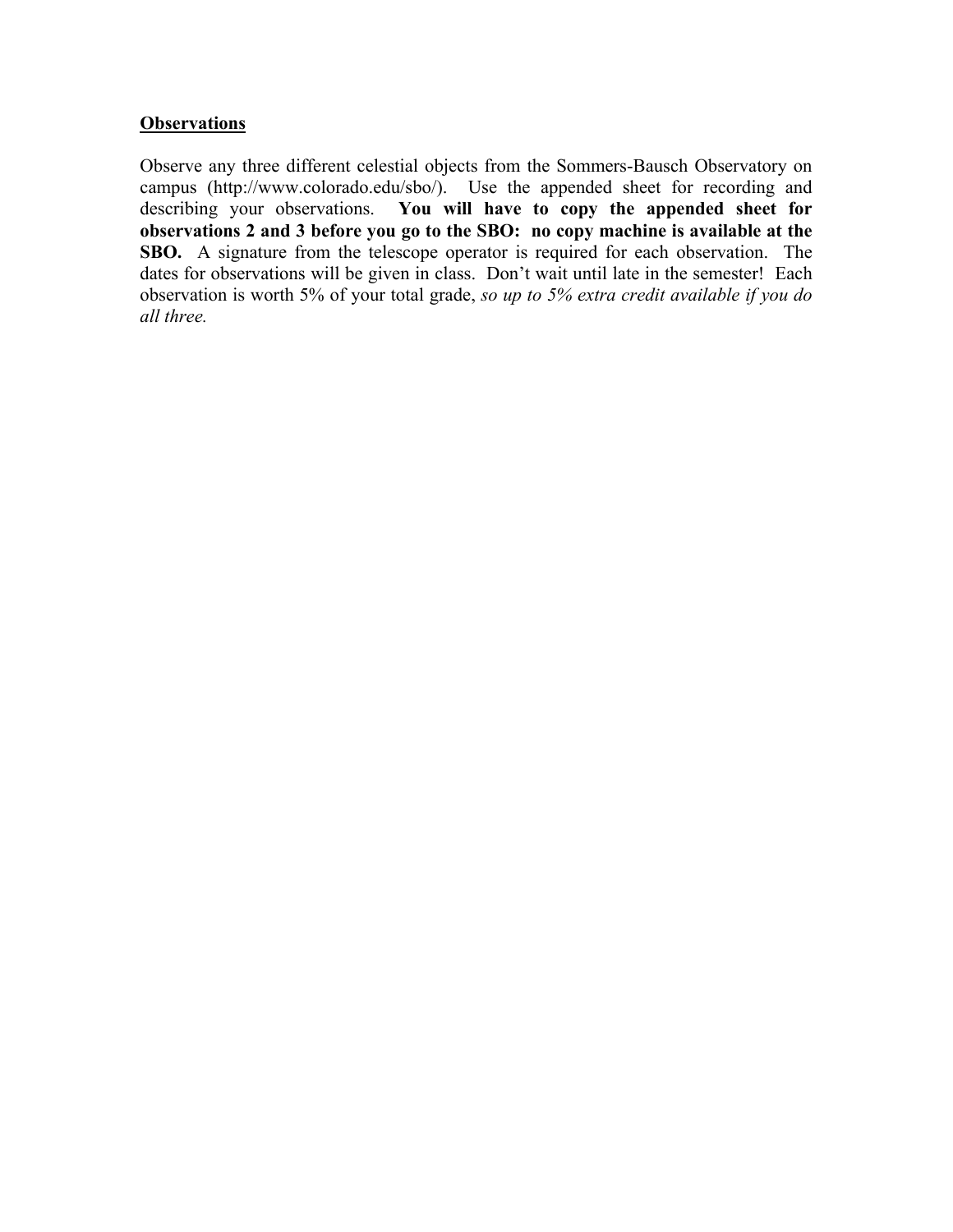## Observations

Observe any three different celestial objects from the Sommers-Bausch Observatory on campus (http://www.colorado.edu/sbo/). Use the appended sheet for recording and describing your observations. **You will have to copy the appended sheet for observations 2 and 3 before you go to the SBO: no copy machine is available at the SBO.** A signature from the telescope operator is required for each observation. The dates for observations will be given in class. Don't wait until late in the semester! Each observation is worth 5% of your total grade, *so up to 5% extra credit available if you do all three.*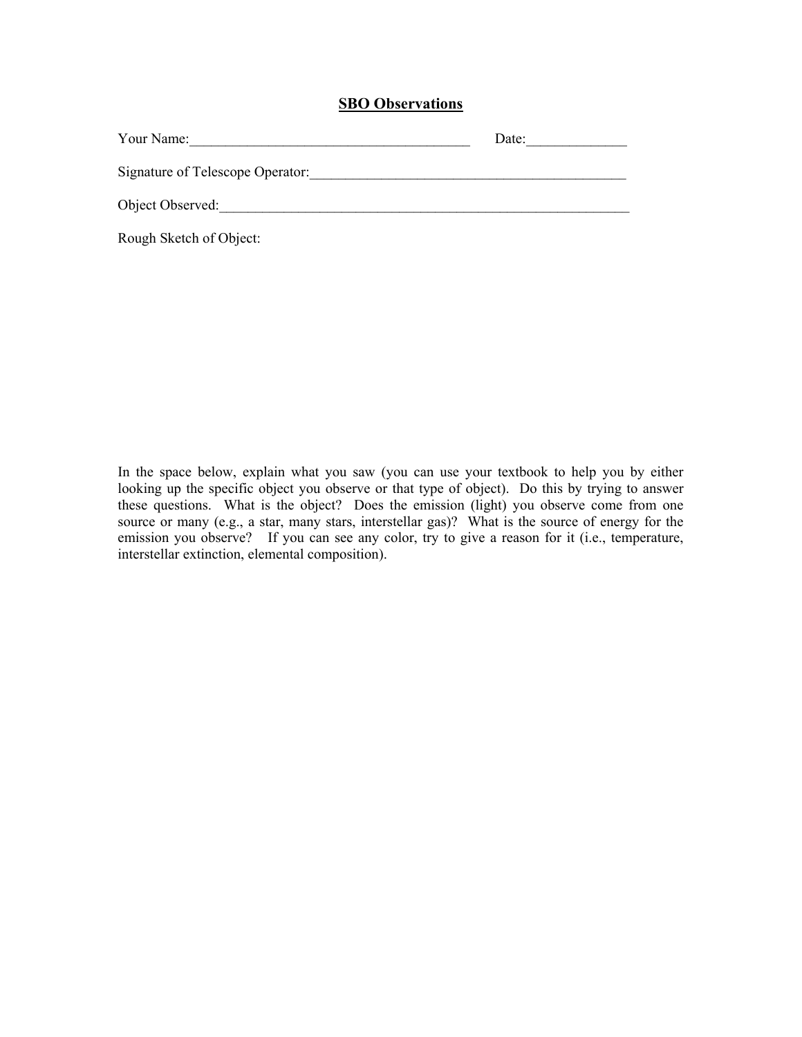## SBO Observations

Your Name:________________________________________ Date:______________

Signature of Telescope Operator:_____________________________________________

Object Observed:____________________________________________________________

Rough Sketch of Object:

In the space below, explain what you saw (you can use your textbook to help you by either looking up the specific object you observe or that type of object). Do this by trying to answer these questions. What is the object? Does the emission (light) you observe come from one source or many (e.g., a star, many stars, interstellar gas)? What is the source of energy for the emission you observe? If you can see any color, try to give a reason for it (i.e., temperature, interstellar extinction, elemental composition).